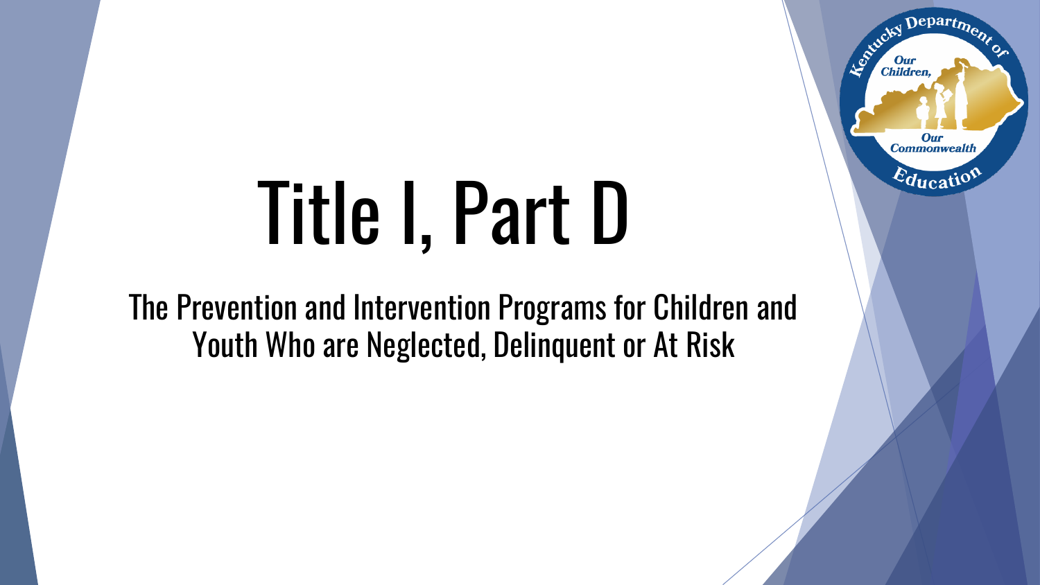# Title I, Part D

The Prevention and Intervention Programs for Children and Youth Who are Neglected, Delinquent or At Risk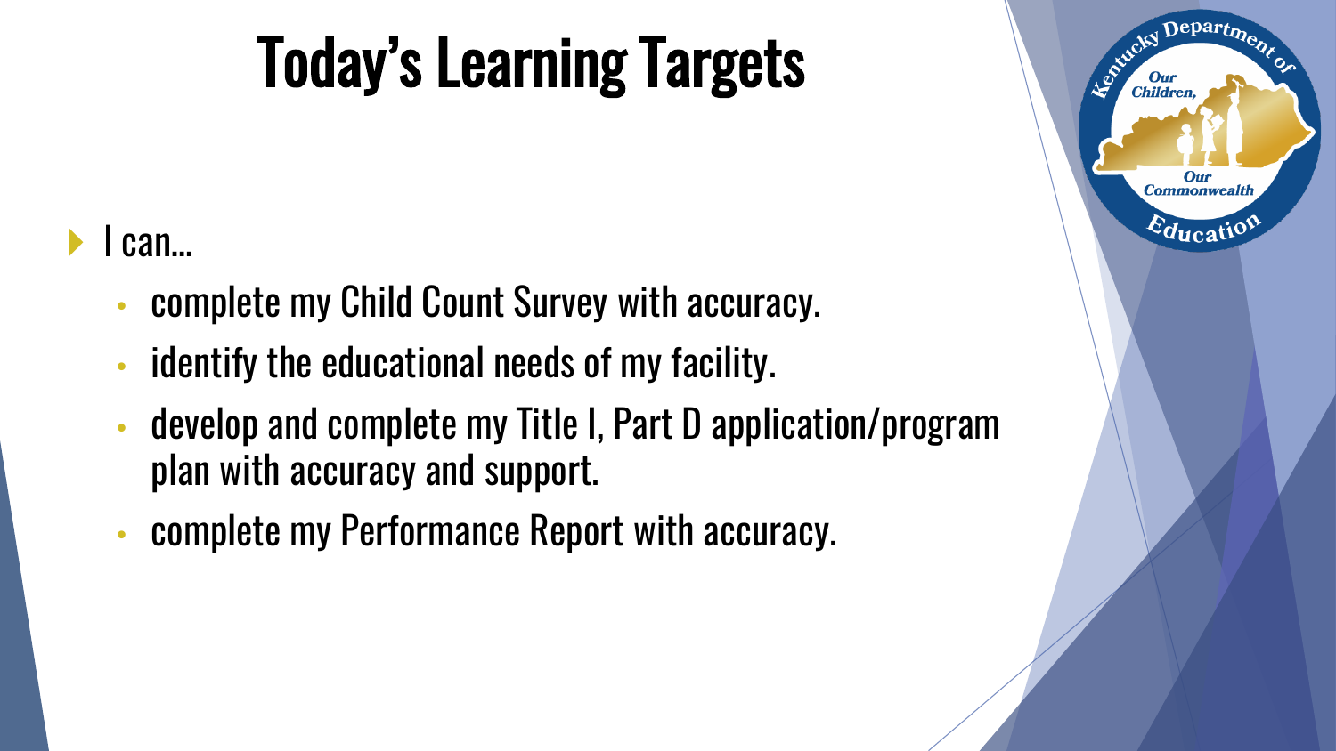# Today's Learning Targets

- I can…
  - complete my Child Count Survey with accuracy.
  - identify the educational needs of my facility.
  - develop and complete my Title I, Part D application/program plan with accuracy and support.
  - complete my Performance Report with accuracy.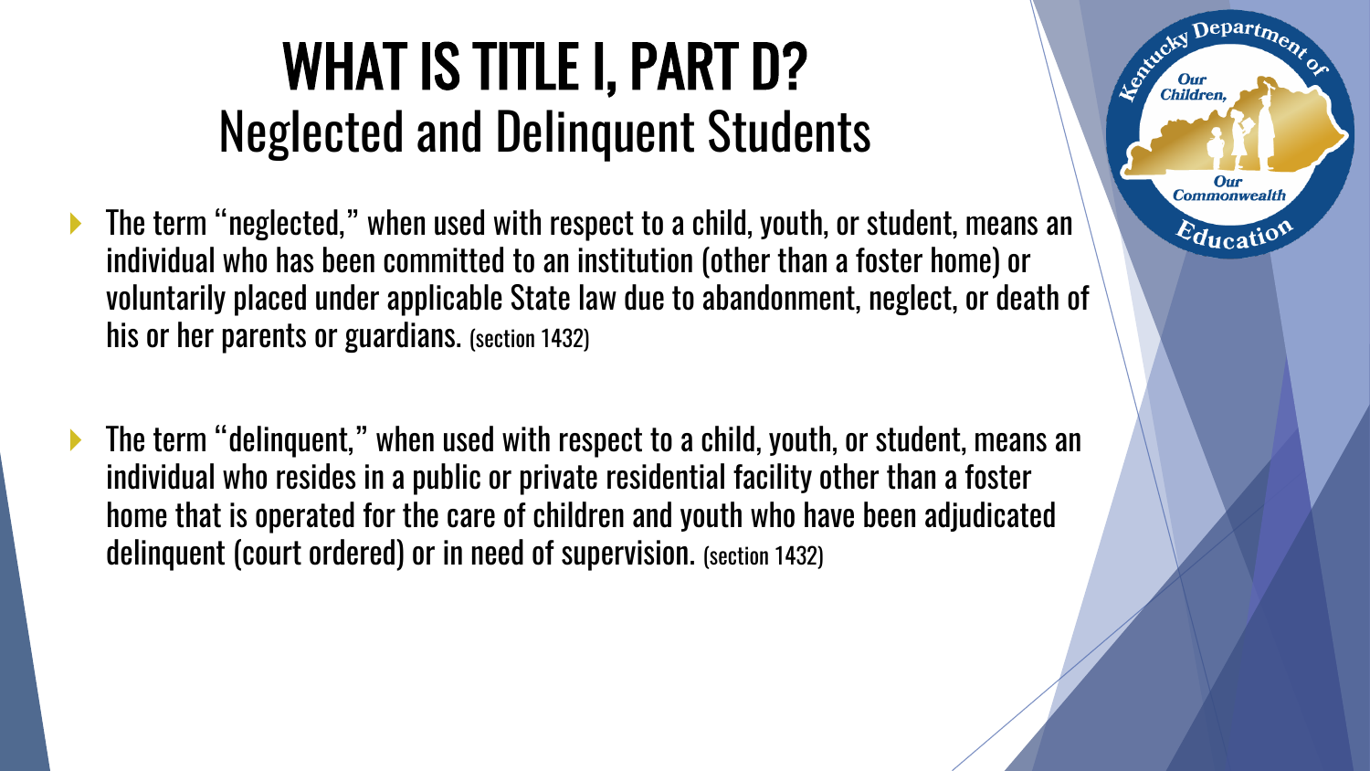# WHAT IS TITLE I, PART D?

## Neglected and Delinquent Students

- The term "neglected," when used with respect to a child, youth, or student, means an individual who has been committed to an institution (other than a foster home) or voluntarily placed under applicable State law due to abandonment, neglect, or death of his or her parents or guardians. (section 1432)

- The term "delinquent," when used with respect to a child, youth, or student, means an individual who resides in a public or private residential facility other than a foster home that is operated for the care of children and youth who have been adjudicated delinquent (court ordered) or in need of supervision. (section 1432)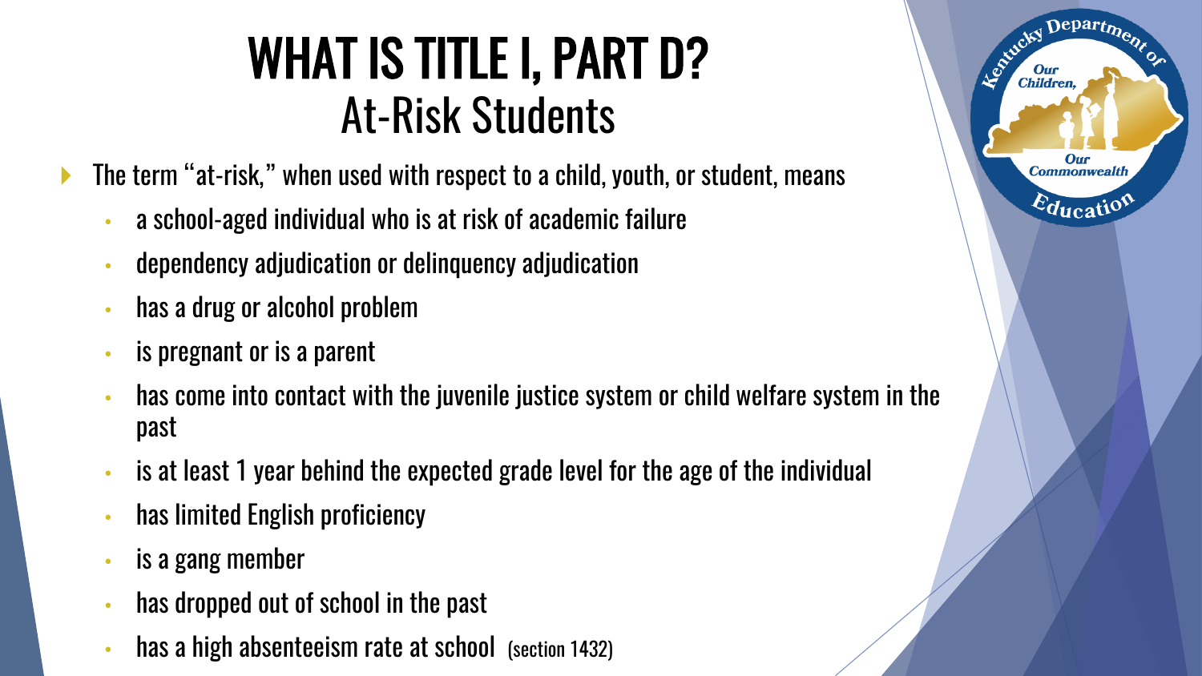# WHAT IS TITLE I, PART D?

## At-Risk Students

- The term "at-risk," when used with respect to a child, youth, or student, means
  - a school-aged individual who is at risk of academic failure
  - dependency adjudication or delinquency adjudication
  - has a drug or alcohol problem
  - is pregnant or is a parent
  - has come into contact with the juvenile justice system or child welfare system in the past
  - is at least 1 year behind the expected grade level for the age of the individual
  - has limited English proficiency
  - is a gang member
  - has dropped out of school in the past
  - has a high absenteeism rate at school (section 1432)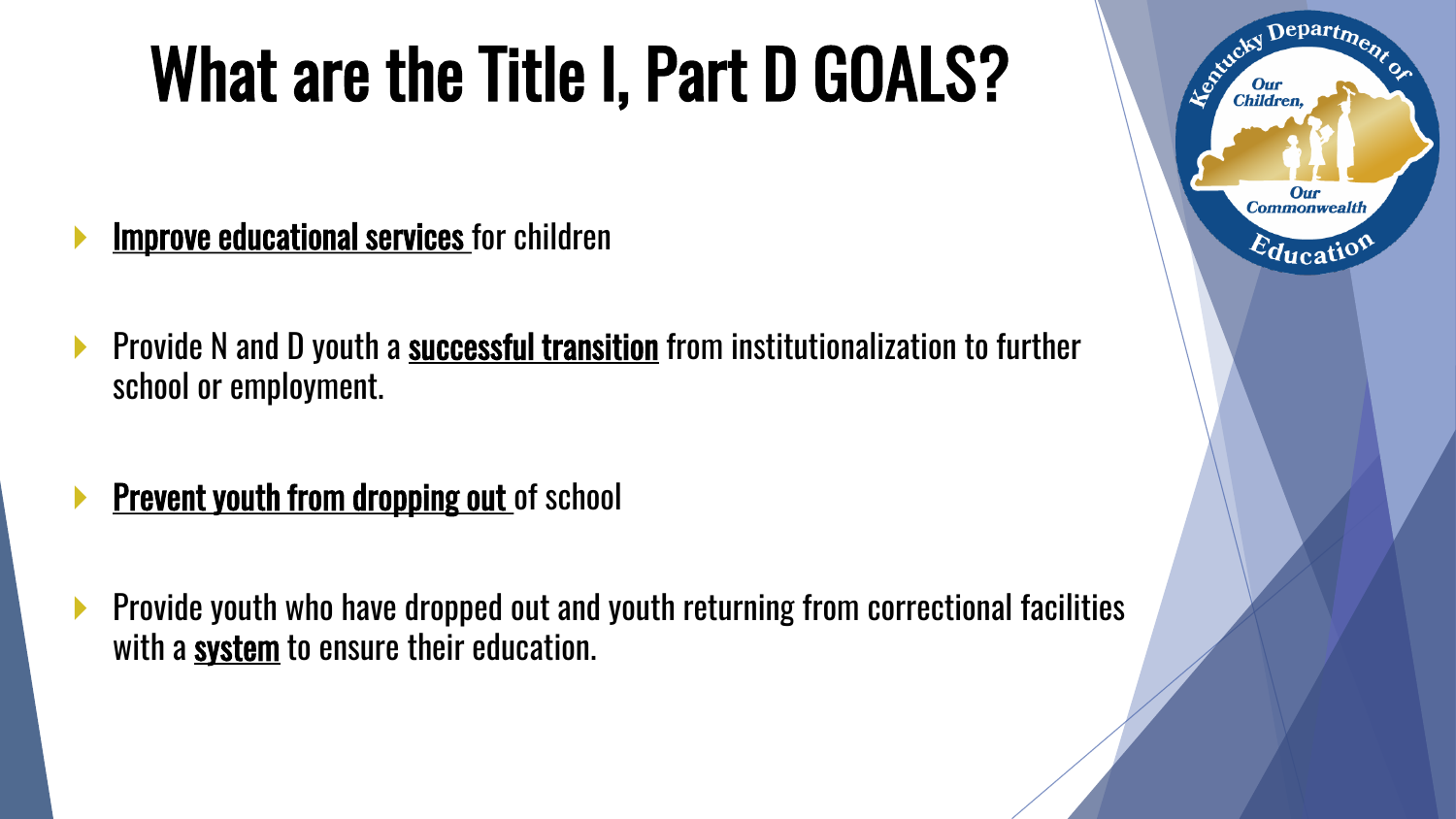# What are the Title I, Part D GOALS?

- <u>**Improve educational services**</u> for children

- Provide N and D youth a <u>**successful transition**</u> from institutionalization to further school or employment.

- <u>**Prevent youth from dropping out**</u> of school

- Provide youth who have dropped out and youth returning from correctional facilities with a <u>**system**</u> to ensure their education.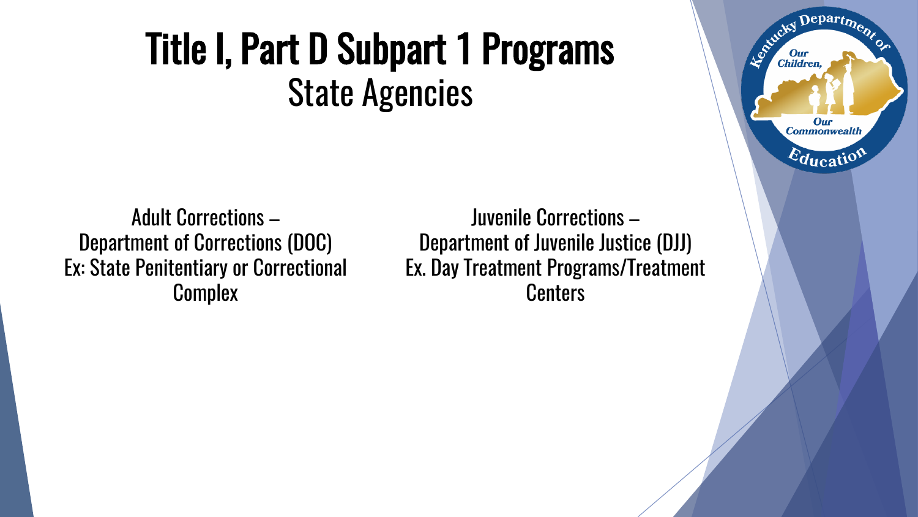# Title I, Part D Subpart 1 Programs

## State Agencies

Adult Corrections –
Department of Corrections (DOC)
Ex: State Penitentiary or Correctional Complex

Juvenile Corrections –
Department of Juvenile Justice (DJJ)
Ex. Day Treatment Programs/Treatment Centers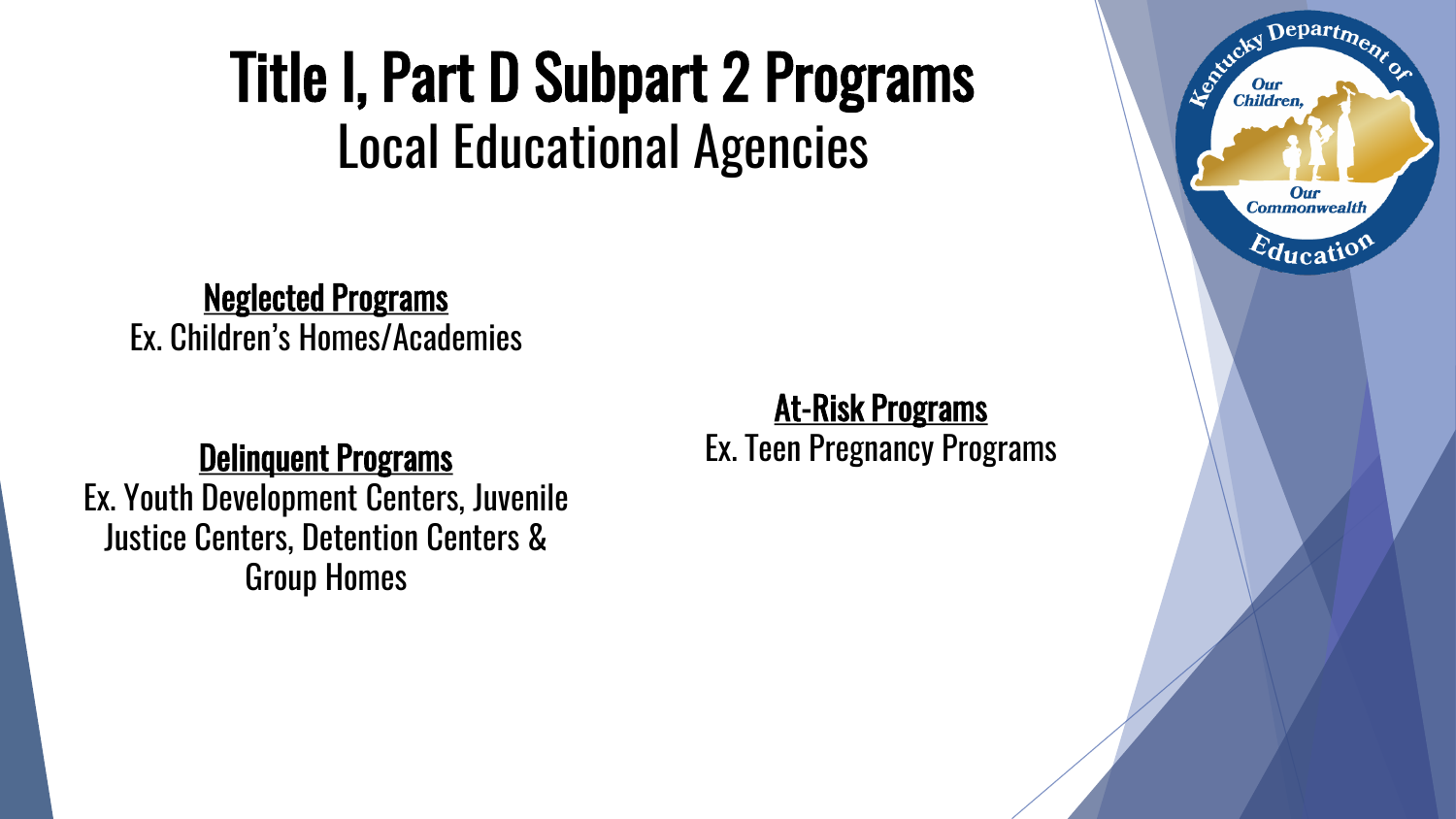# Title I, Part D Subpart 2 Programs

## Local Educational Agencies

**Neglected Programs**

Ex. Children's Homes/Academies

**Delinquent Programs**

Ex. Youth Development Centers, Juvenile Justice Centers, Detention Centers & Group Homes

**At-Risk Programs**

Ex. Teen Pregnancy Programs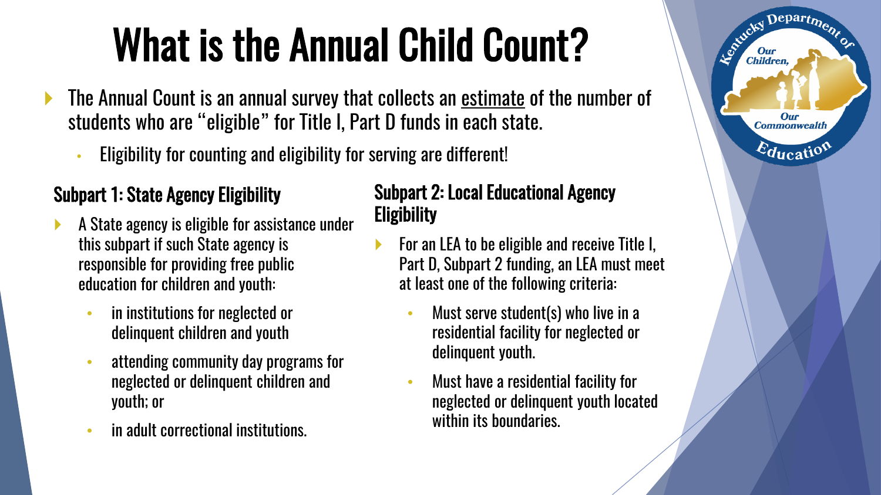# What is the Annual Child Count?

- The Annual Count is an annual survey that collects an estimate of the number of students who are "eligible" for Title I, Part D funds in each state.
  - Eligibility for counting and eligibility for serving are different!

### Subpart 1: State Agency Eligibility

- A State agency is eligible for assistance under this subpart if such State agency is responsible for providing free public education for children and youth:
  - in institutions for neglected or delinquent children and youth
  - attending community day programs for neglected or delinquent children and youth; or
  - in adult correctional institutions.

### Subpart 2: Local Educational Agency Eligibility

- For an LEA to be eligible and receive Title I, Part D, Subpart 2 funding, an LEA must meet at least one of the following criteria:
  - Must serve student(s) who live in a residential facility for neglected or delinquent youth.
  - Must have a residential facility for neglected or delinquent youth located within its boundaries.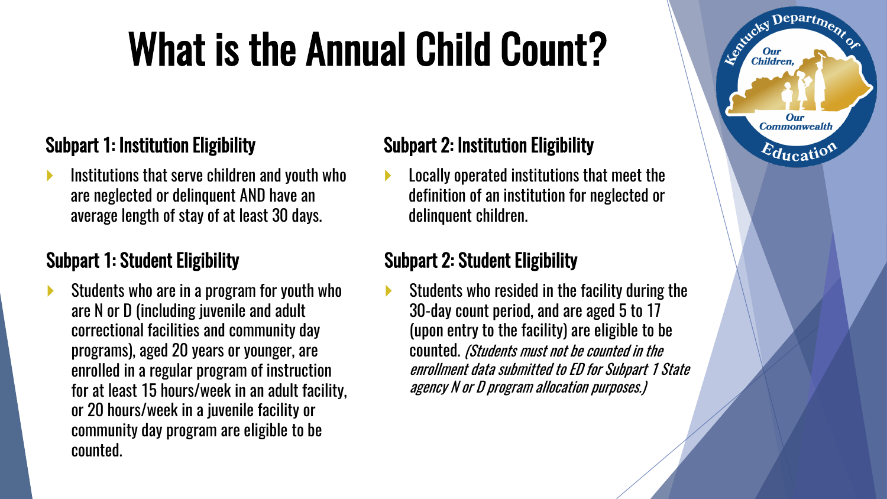# What is the Annual Child Count?

## Subpart 1: Institution Eligibility

- Institutions that serve children and youth who are neglected or delinquent AND have an average length of stay of at least 30 days.

## Subpart 1: Student Eligibility

- Students who are in a program for youth who are N or D (including juvenile and adult correctional facilities and community day programs), aged 20 years or younger, are enrolled in a regular program of instruction for at least 15 hours/week in an adult facility, or 20 hours/week in a juvenile facility or community day program are eligible to be counted.

## Subpart 2: Institution Eligibility

- Locally operated institutions that meet the definition of an institution for neglected or delinquent children.

## Subpart 2: Student Eligibility

- Students who resided in the facility during the 30-day count period, and are aged 5 to 17 (upon entry to the facility) are eligible to be counted. *(Students must not be counted in the enrollment data submitted to ED for Subpart 1 State agency N or D program allocation purposes.)*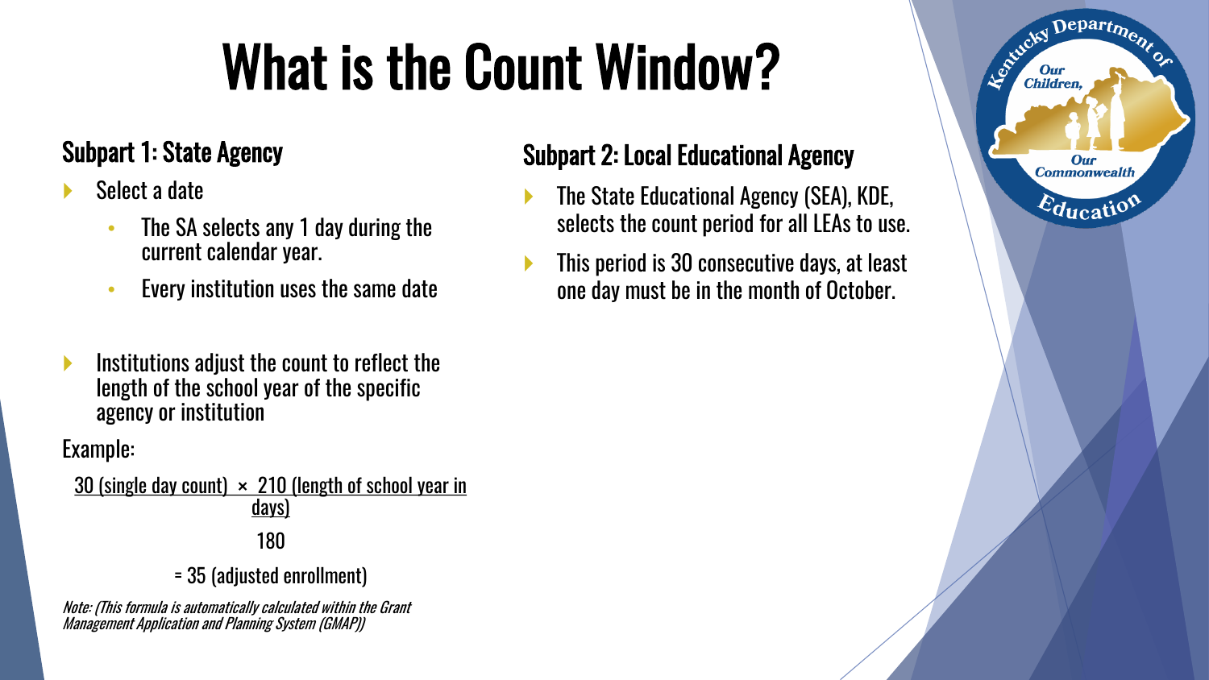# What is the Count Window?

## Subpart 1: State Agency

- Select a date
  - The SA selects any 1 day during the current calendar year.
  - Every institution uses the same date
- Institutions adjust the count to reflect the length of the school year of the specific agency or institution

Example:

$$\frac{30 \text{ (single day count)} \times 210 \text{ (length of school year in days)}}{180} = 35 \text{ (adjusted enrollment)}$$

*Note: (This formula is automatically calculated within the Grant Management Application and Planning System (GMAP))*

## Subpart 2: Local Educational Agency

- The State Educational Agency (SEA), KDE, selects the count period for all LEAs to use.
- This period is 30 consecutive days, at least one day must be in the month of October.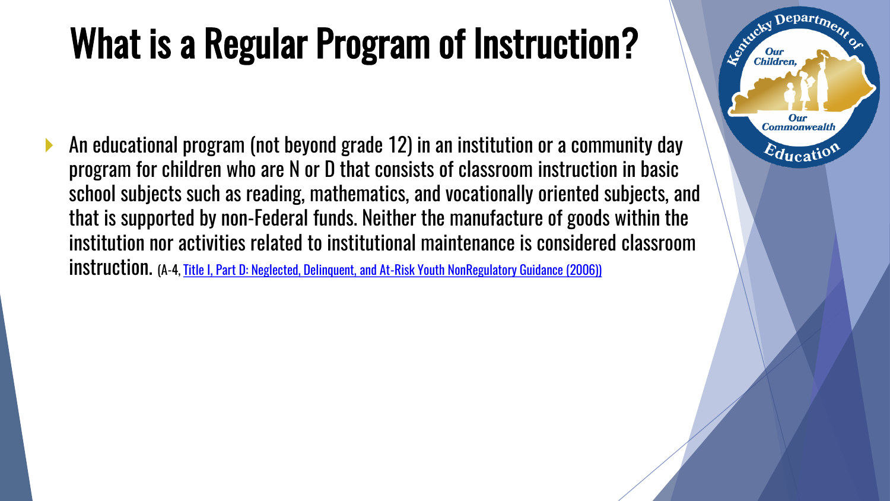# What is a Regular Program of Instruction?

- An educational program (not beyond grade 12) in an institution or a community day program for children who are N or D that consists of classroom instruction in basic school subjects such as reading, mathematics, and vocationally oriented subjects, and that is supported by non-Federal funds. Neither the manufacture of goods within the institution nor activities related to institutional maintenance is considered classroom instruction. (A-4, Title I, Part D: Neglected, Delinquent, and At-Risk Youth NonRegulatory Guidance (2006))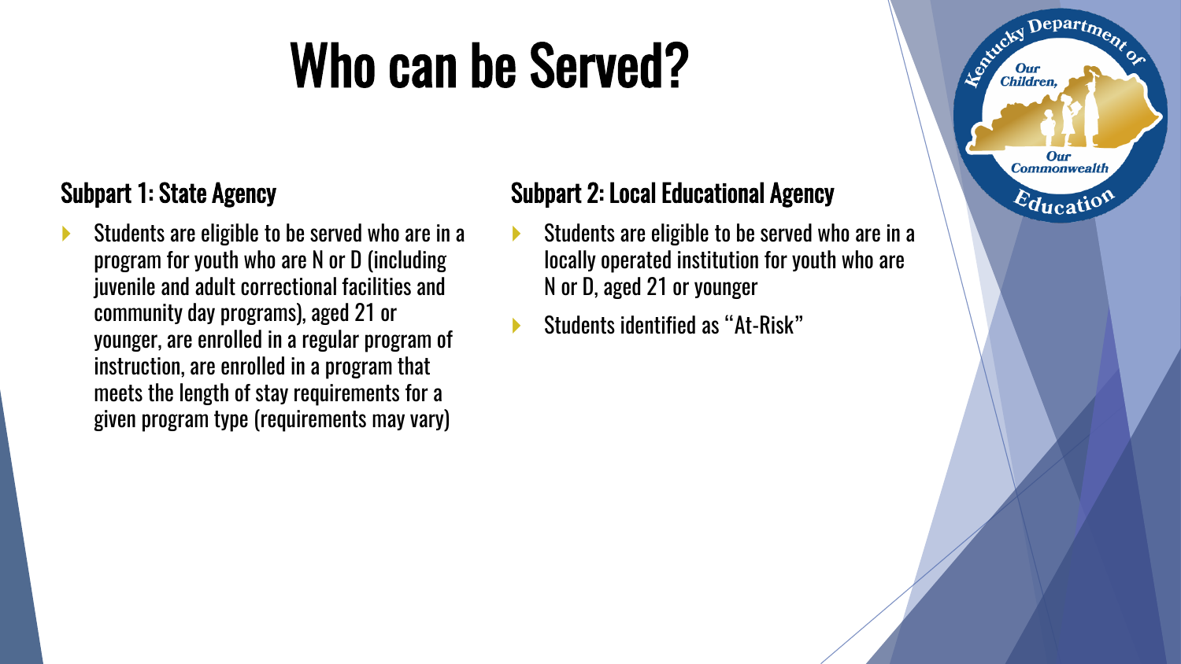# Who can be Served?

### Subpart 1: State Agency

- Students are eligible to be served who are in a program for youth who are N or D (including juvenile and adult correctional facilities and community day programs), aged 21 or younger, are enrolled in a regular program of instruction, are enrolled in a program that meets the length of stay requirements for a given program type (requirements may vary)

### Subpart 2: Local Educational Agency

- Students are eligible to be served who are in a locally operated institution for youth who are N or D, aged 21 or younger
- Students identified as "At-Risk"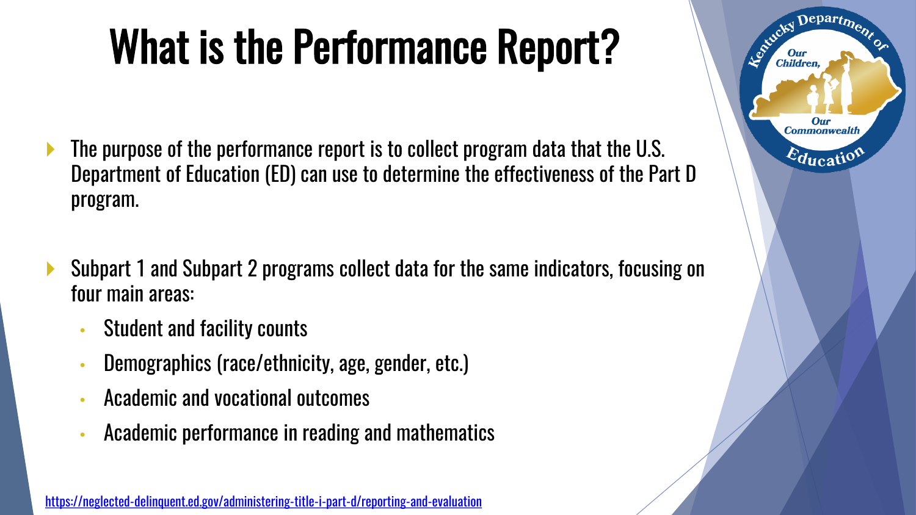# What is the Performance Report?

- The purpose of the performance report is to collect program data that the U.S. Department of Education (ED) can use to determine the effectiveness of the Part D program.

- Subpart 1 and Subpart 2 programs collect data for the same indicators, focusing on four main areas:
  - Student and facility counts
  - Demographics (race/ethnicity, age, gender, etc.)
  - Academic and vocational outcomes
  - Academic performance in reading and mathematics

https://neglected-delinquent.ed.gov/administering-title-i-part-d/reporting-and-evaluation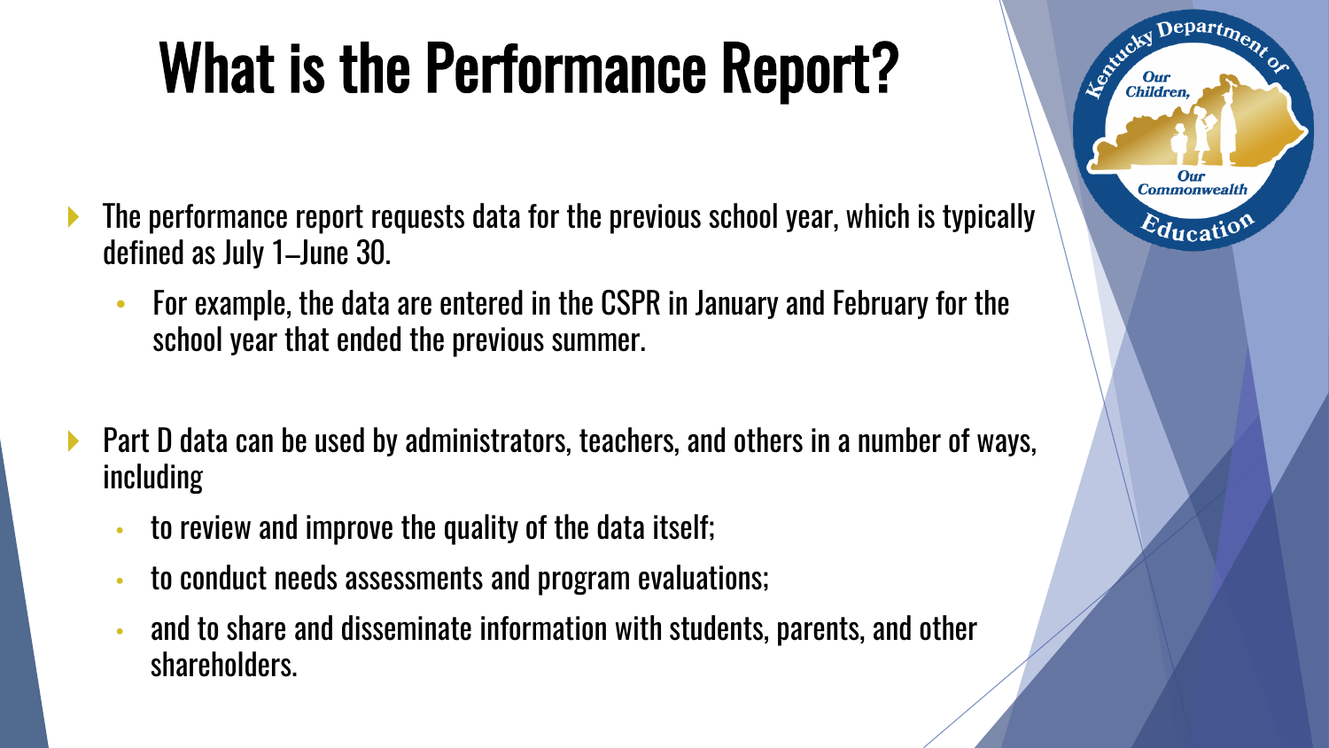# What is the Performance Report?

- The performance report requests data for the previous school year, which is typically defined as July 1–June 30.
  - For example, the data are entered in the CSPR in January and February for the school year that ended the previous summer.

- Part D data can be used by administrators, teachers, and others in a number of ways, including
  - to review and improve the quality of the data itself;
  - to conduct needs assessments and program evaluations;
  - and to share and disseminate information with students, parents, and other shareholders.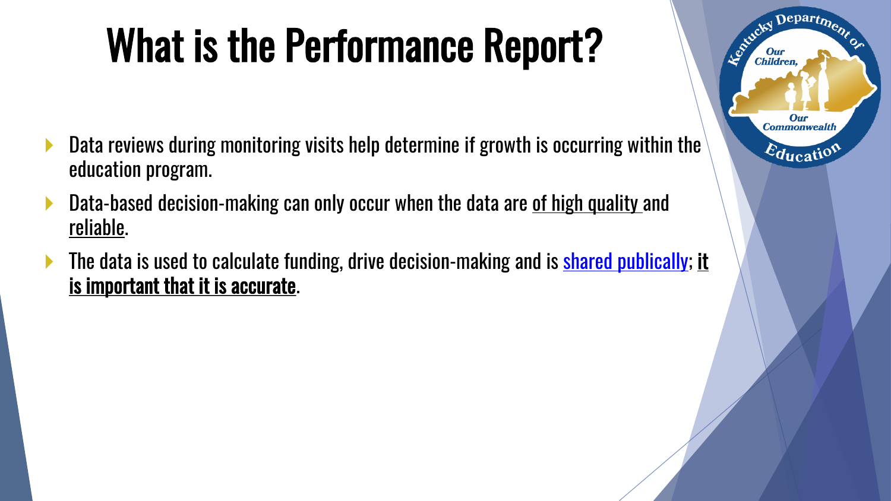# What is the Performance Report?

- Data reviews during monitoring visits help determine if growth is occurring within the education program.
- Data-based decision-making can only occur when the data are <u>of high quality</u> and <u>reliable</u>.
- The data is used to calculate funding, drive decision-making and is <u>shared publically</u>; **<u>it is important that it is accurate</u>**.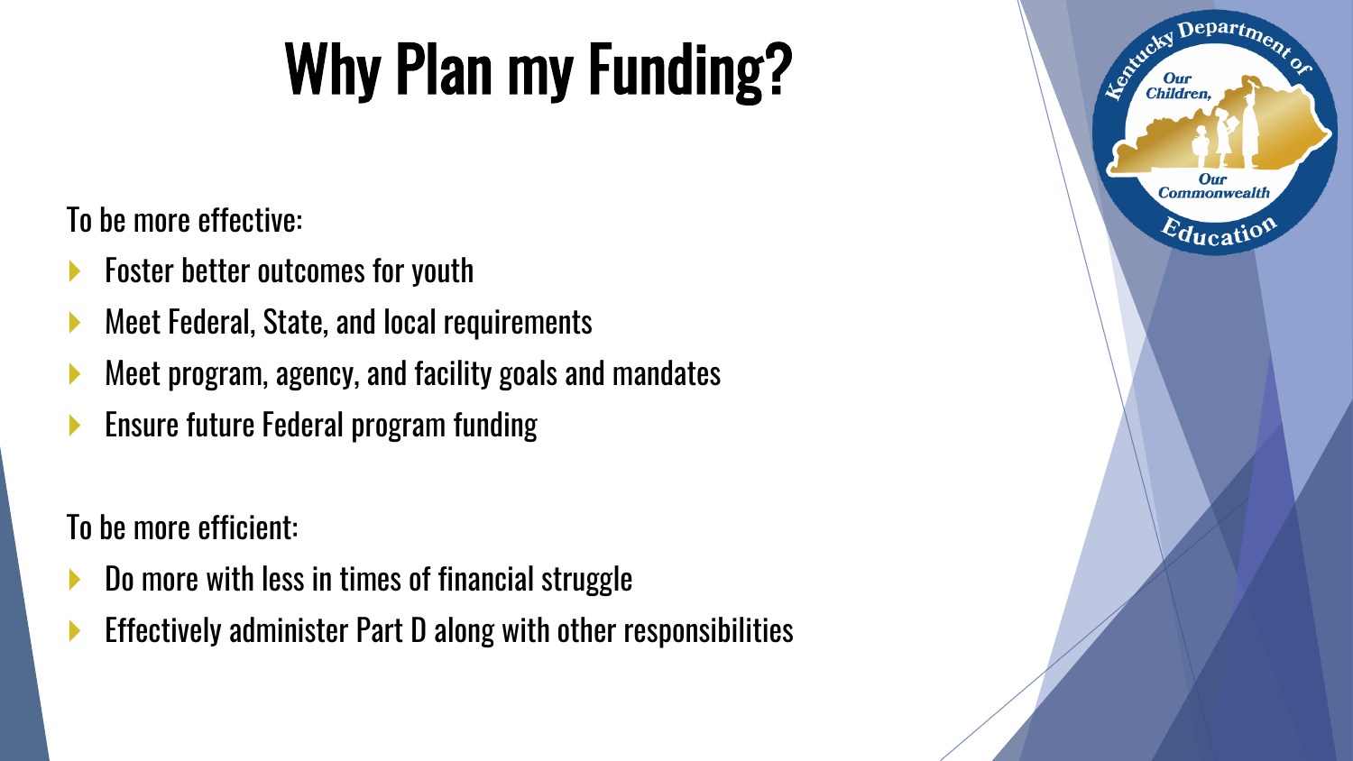# Why Plan my Funding?

To be more effective:

- Foster better outcomes for youth
- Meet Federal, State, and local requirements
- Meet program, agency, and facility goals and mandates
- Ensure future Federal program funding

To be more efficient:

- Do more with less in times of financial struggle
- Effectively administer Part D along with other responsibilities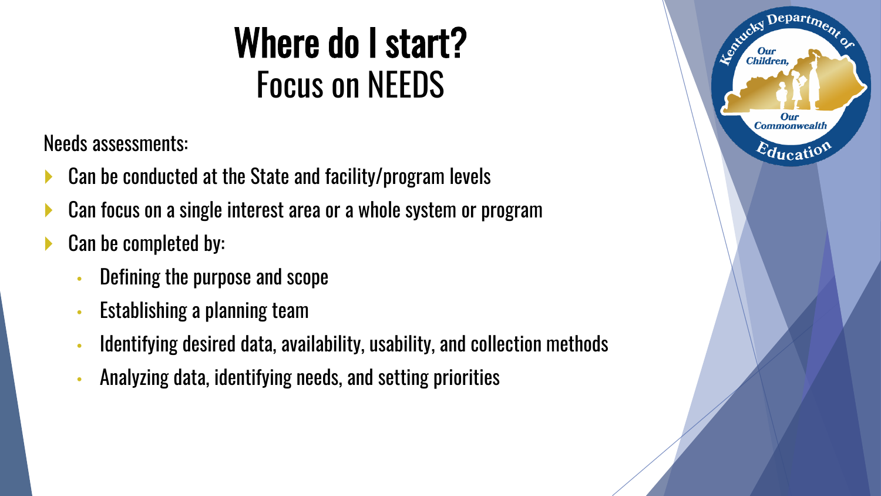# Where do I start?

## Focus on NEEDS

Needs assessments:

- Can be conducted at the State and facility/program levels
- Can focus on a single interest area or a whole system or program
- Can be completed by:
  - Defining the purpose and scope
  - Establishing a planning team
  - Identifying desired data, availability, usability, and collection methods
  - Analyzing data, identifying needs, and setting priorities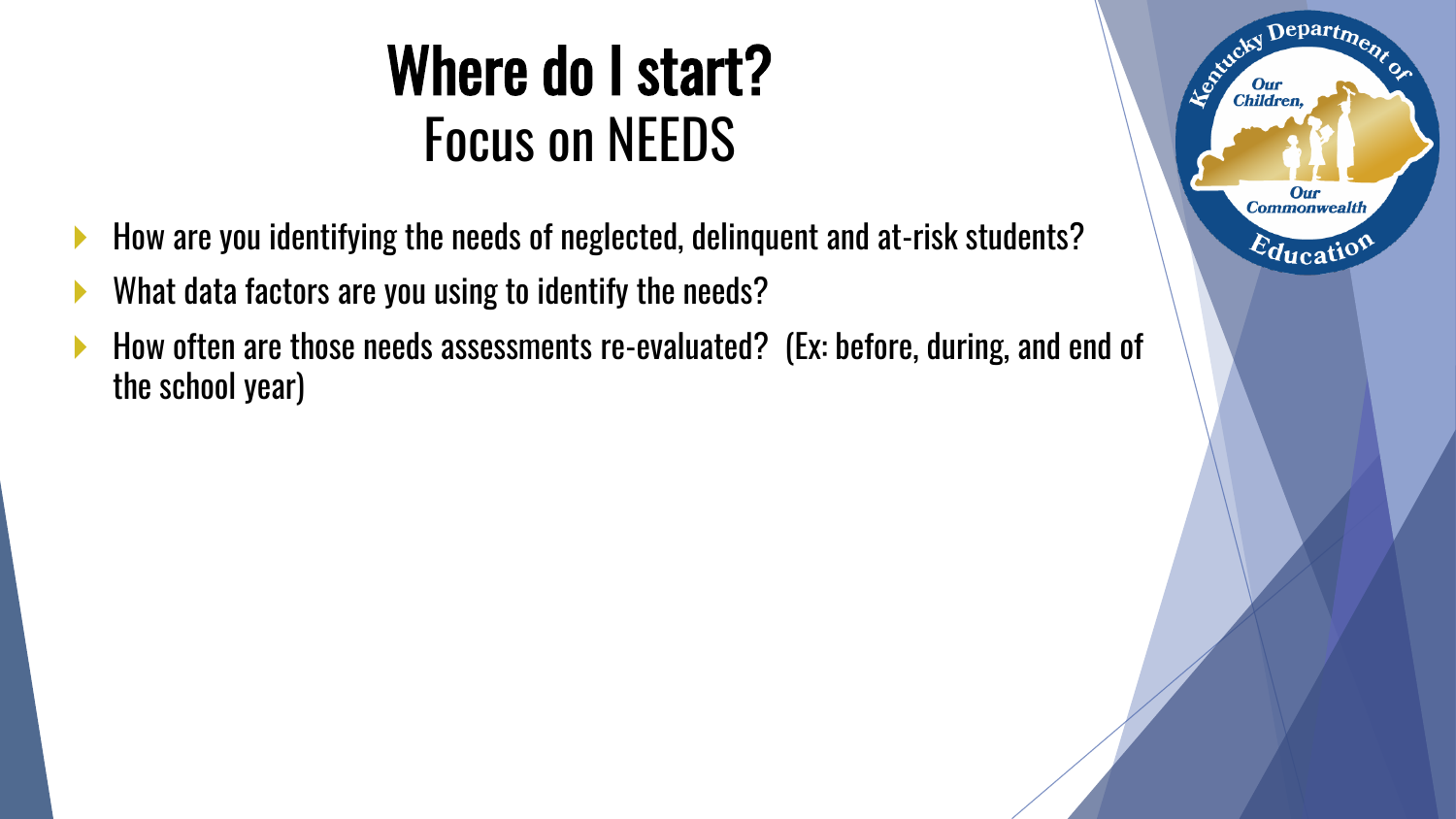# Where do I start?

## Focus on NEEDS

- How are you identifying the needs of neglected, delinquent and at-risk students?
- What data factors are you using to identify the needs?
- How often are those needs assessments re-evaluated? (Ex: before, during, and end of the school year)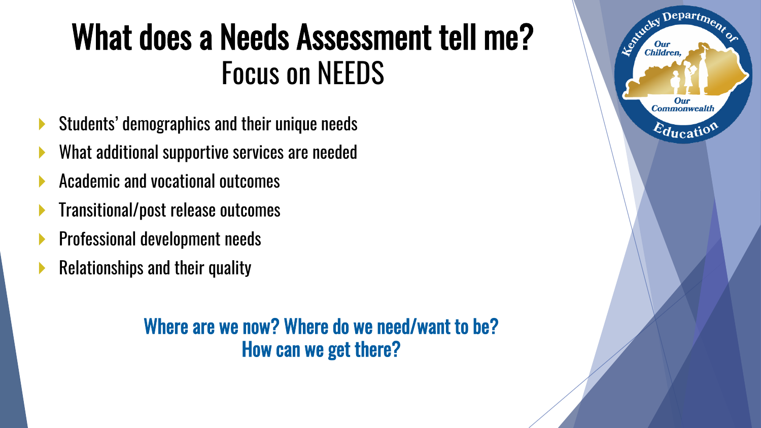# What does a Needs Assessment tell me?

## Focus on NEEDS

- Students' demographics and their unique needs
- What additional supportive services are needed
- Academic and vocational outcomes
- Transitional/post release outcomes
- Professional development needs
- Relationships and their quality

**Where are we now? Where do we need/want to be? How can we get there?**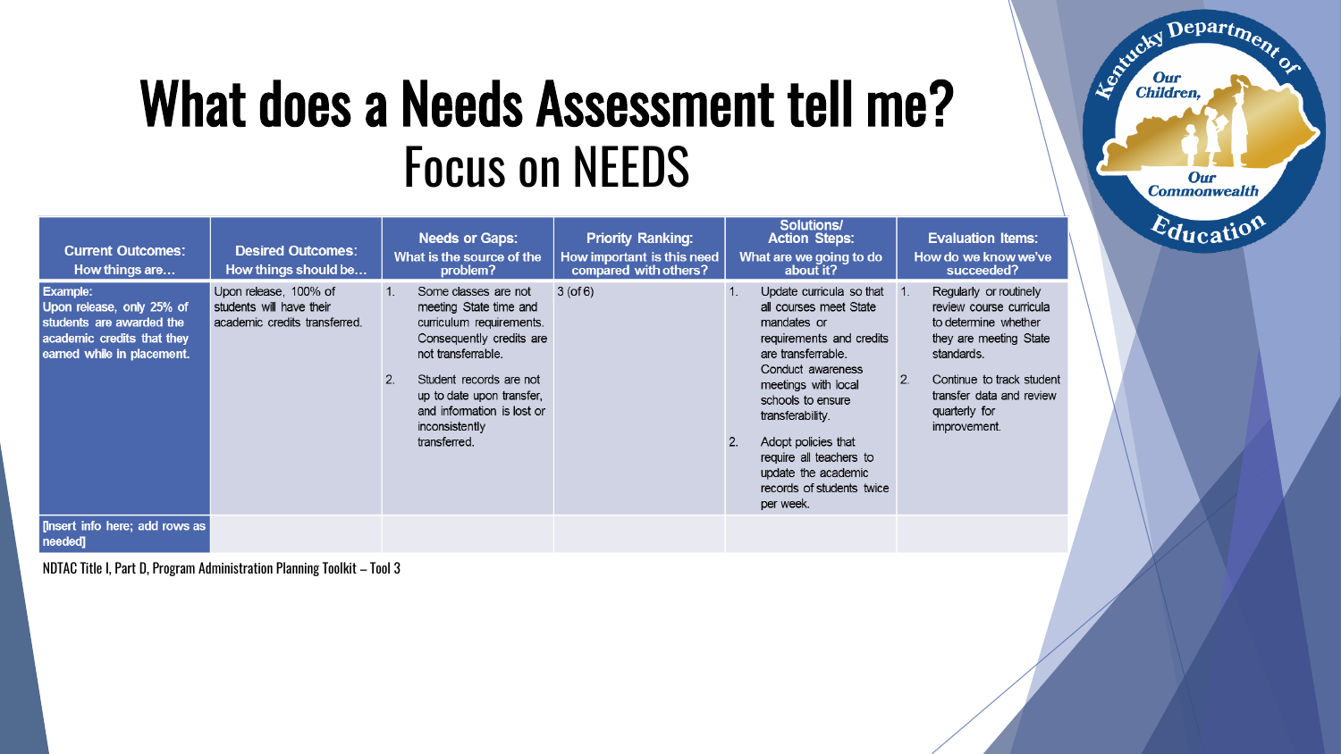# What does a Needs Assessment tell me?

## Focus on NEEDS

| Current Outcomes: How things are… | Desired Outcomes: How things should be… | Needs or Gaps: What is the source of the problem? | Priority Ranking: How important is this need compared with others? | Solutions/ Action Steps: What are we going to do about it? | Evaluation Items: How do we know we've succeeded? |
|---|---|---|---|---|---|
| **Example:** Upon release, only 25% of students are awarded the academic credits that they earned while in placement. | Upon release, 100% of students will have their academic credits transferred. | 1. Some classes are not meeting State time and curriculum requirements. Consequently credits are not transferrable. 2. Student records are not up to date upon transfer, and information is lost or inconsistently transferred. | 3 (of 6) | 1. Update curricula so that all courses meet State mandates or requirements and credits are transferrable. Conduct awareness meetings with local schools to ensure transferability. 2. Adopt policies that require all teachers to update the academic records of students twice per week. | 1. Regularly or routinely review course curricula to determine whether they are meeting State standards. 2. Continue to track student transfer data and review quarterly for improvement. |
| [Insert info here; add rows as needed] | | | | | |

NDTAC Title I, Part D, Program Administration Planning Toolkit – Tool 3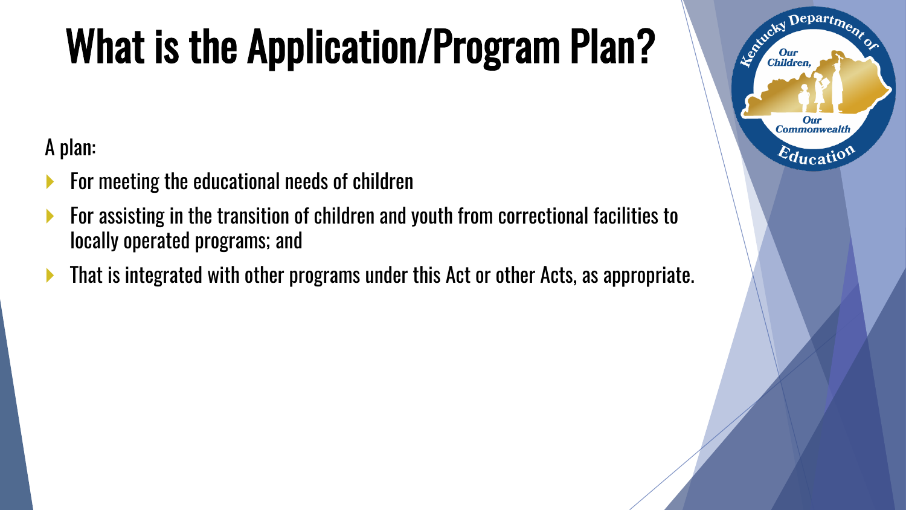# What is the Application/Program Plan?

A plan:

- For meeting the educational needs of children
- For assisting in the transition of children and youth from correctional facilities to locally operated programs; and
- That is integrated with other programs under this Act or other Acts, as appropriate.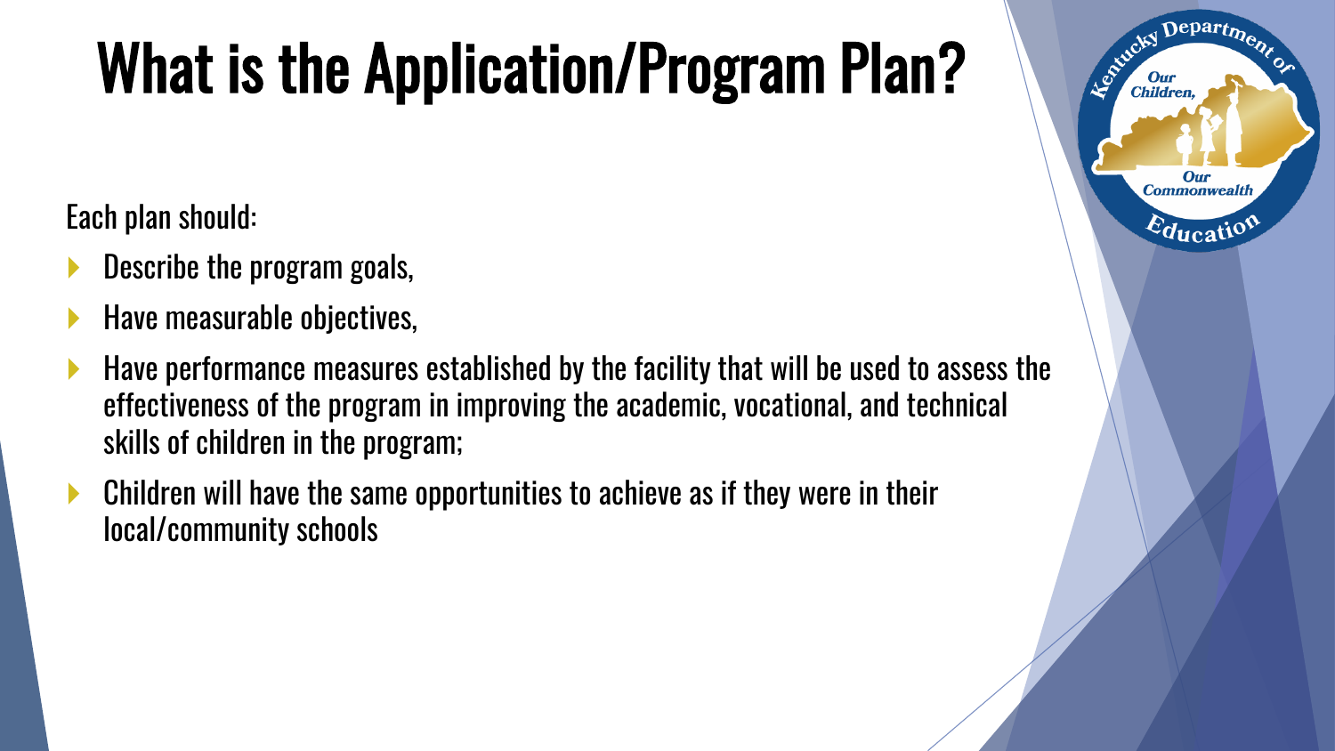# What is the Application/Program Plan?

Each plan should:

- Describe the program goals,
- Have measurable objectives,
- Have performance measures established by the facility that will be used to assess the effectiveness of the program in improving the academic, vocational, and technical skills of children in the program;
- Children will have the same opportunities to achieve as if they were in their local/community schools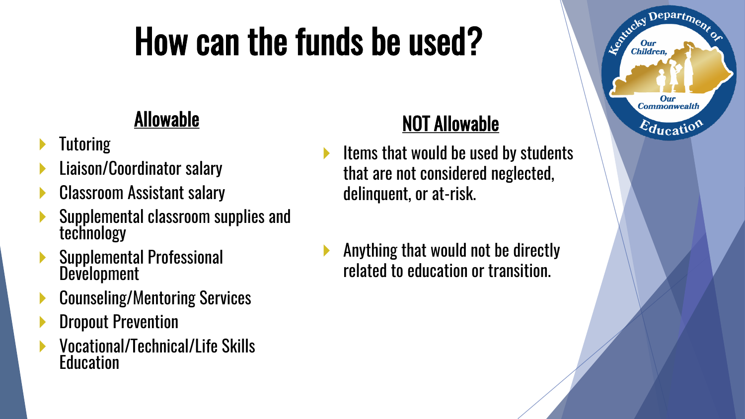# How can the funds be used?

## Allowable

- Tutoring
- Liaison/Coordinator salary
- Classroom Assistant salary
- Supplemental classroom supplies and technology
- Supplemental Professional Development
- Counseling/Mentoring Services
- Dropout Prevention
- Vocational/Technical/Life Skills Education

## NOT Allowable

- Items that would be used by students that are not considered neglected, delinquent, or at-risk.
- Anything that would not be directly related to education or transition.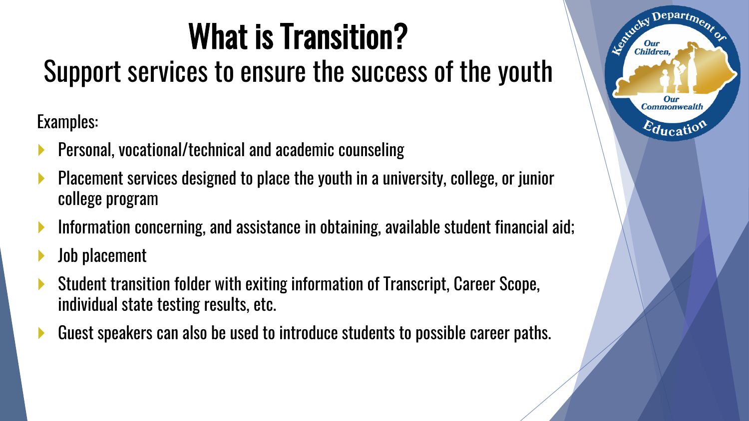# What is Transition?

## Support services to ensure the success of the youth

Examples:

- Personal, vocational/technical and academic counseling
- Placement services designed to place the youth in a university, college, or junior college program
- Information concerning, and assistance in obtaining, available student financial aid;
- Job placement
- Student transition folder with exiting information of Transcript, Career Scope, individual state testing results, etc.
- Guest speakers can also be used to introduce students to possible career paths.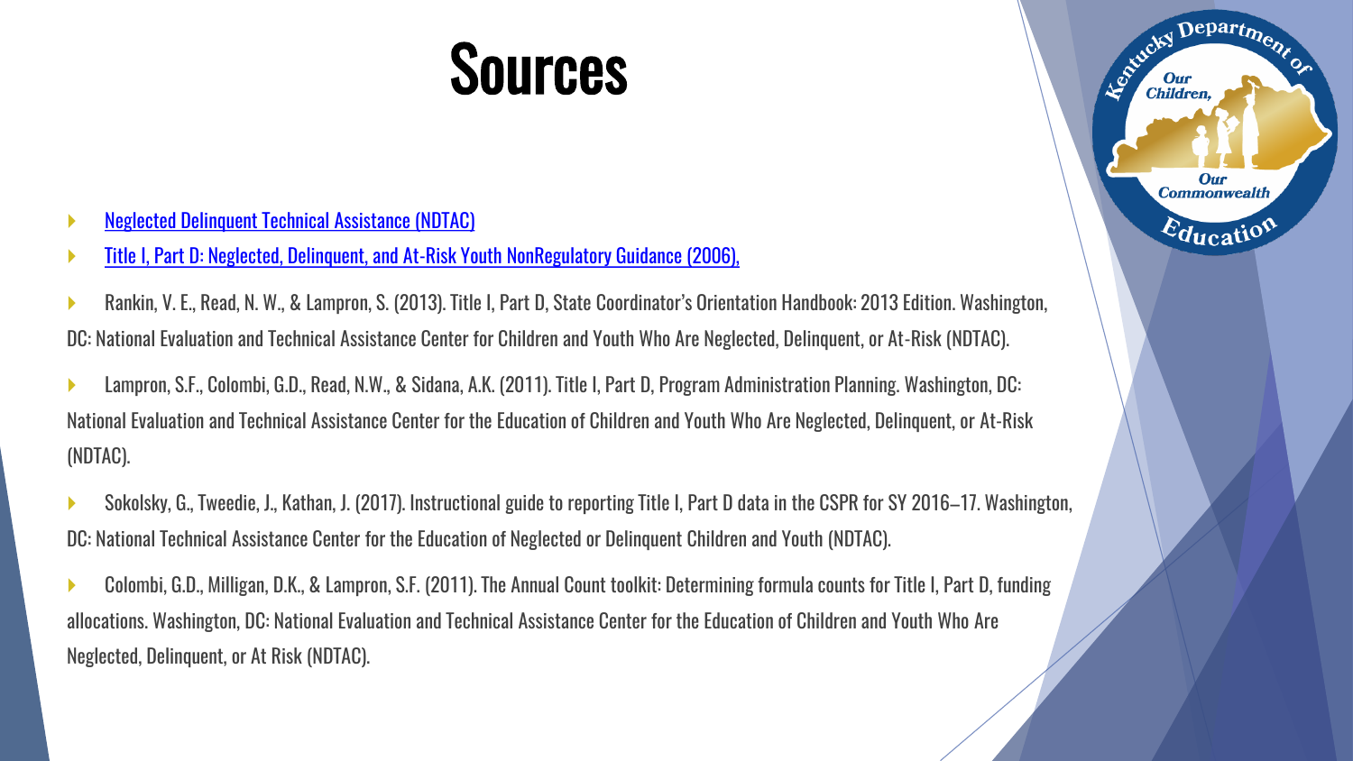# Sources

- Neglected Delinquent Technical Assistance (NDTAC)
- Title I, Part D: Neglected, Delinquent, and At-Risk Youth NonRegulatory Guidance (2006),
- Rankin, V. E., Read, N. W., & Lampron, S. (2013). Title I, Part D, State Coordinator's Orientation Handbook: 2013 Edition. Washington, DC: National Evaluation and Technical Assistance Center for Children and Youth Who Are Neglected, Delinquent, or At-Risk (NDTAC).
- Lampron, S.F., Colombi, G.D., Read, N.W., & Sidana, A.K. (2011). Title I, Part D, Program Administration Planning. Washington, DC: National Evaluation and Technical Assistance Center for the Education of Children and Youth Who Are Neglected, Delinquent, or At-Risk (NDTAC).
- Sokolsky, G., Tweedie, J., Kathan, J. (2017). Instructional guide to reporting Title I, Part D data in the CSPR for SY 2016–17. Washington, DC: National Technical Assistance Center for the Education of Neglected or Delinquent Children and Youth (NDTAC).
- Colombi, G.D., Milligan, D.K., & Lampron, S.F. (2011). The Annual Count toolkit: Determining formula counts for Title I, Part D, funding allocations. Washington, DC: National Evaluation and Technical Assistance Center for the Education of Children and Youth Who Are Neglected, Delinquent, or At Risk (NDTAC).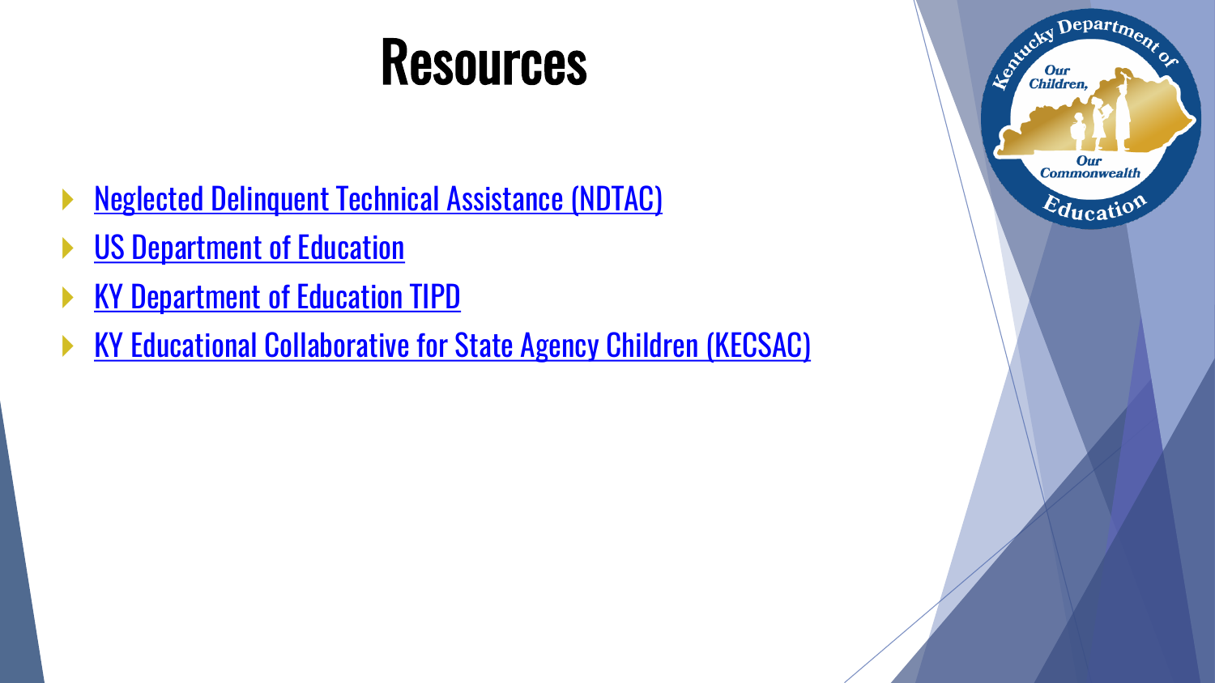# Resources

- Neglected Delinquent Technical Assistance (NDTAC)
- US Department of Education
- KY Department of Education TIPD
- KY Educational Collaborative for State Agency Children (KECSAC)